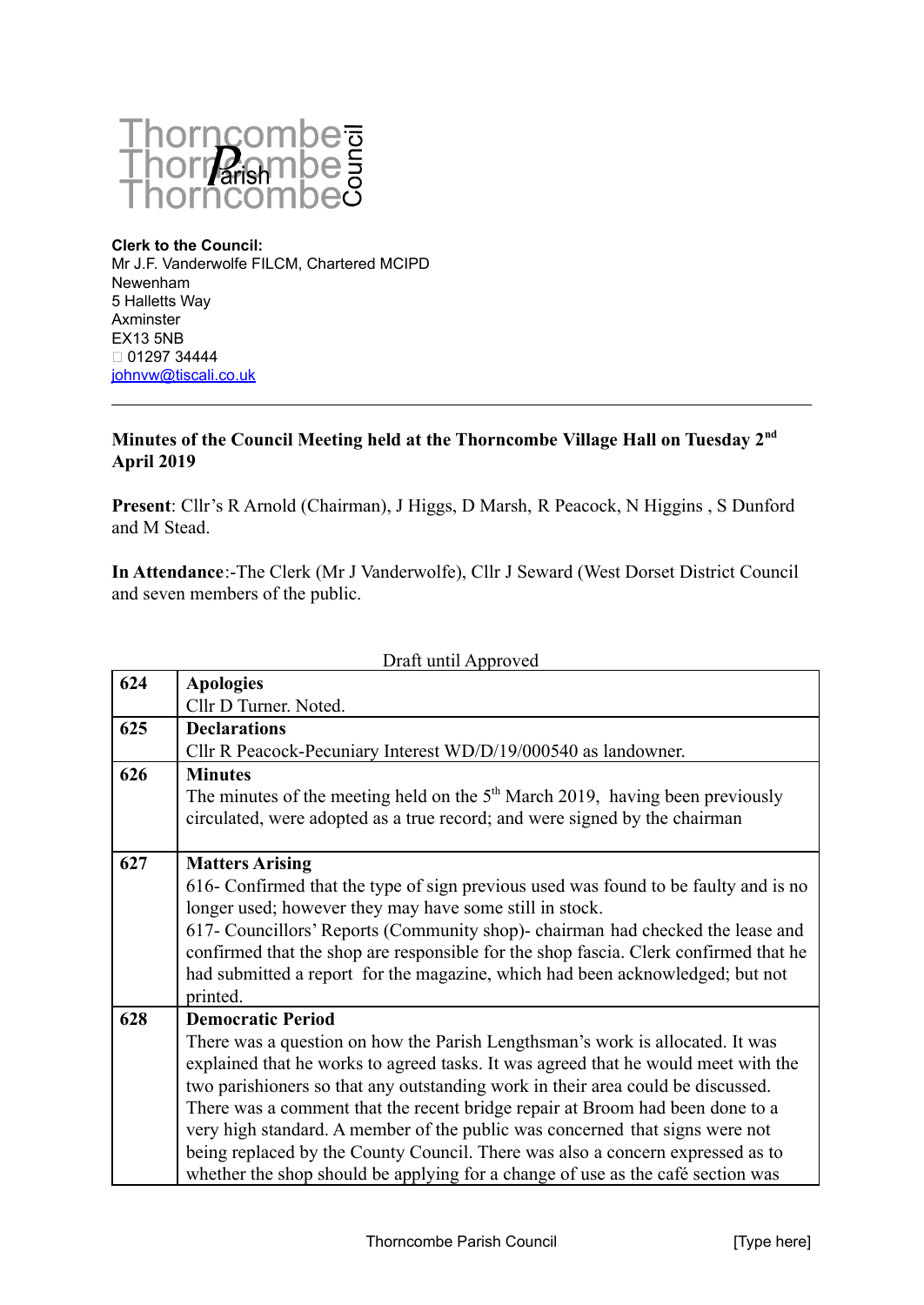Thorncombe Parish Council

**Clerk to the Council:**
Mr J.F. Vanderwolfe FILCM, Chartered MCIPD
Newenham
5 Halletts Way
Axminster
EX13 5NB
01297 34444
johnvw@tiscali.co.uk

---

**Minutes of the Council Meeting held at the Thorncombe Village Hall on Tuesday 2nd April 2019**

**Present**: Cllr's R Arnold (Chairman), J Higgs, D Marsh, R Peacock, N Higgins , S Dunford and M Stead.

**In Attendance**:-The Clerk (Mr J Vanderwolfe), Cllr J Seward (West Dorset District Council and seven members of the public.

Draft until Approved

| | |
|---|---|
| **624** | **Apologies**<br>Cllr D Turner. Noted. |
| **625** | **Declarations**<br>Cllr R Peacock-Pecuniary Interest WD/D/19/000540 as landowner. |
| **626** | **Minutes**<br>The minutes of the meeting held on the 5th March 2019, having been previously circulated, were adopted as a true record; and were signed by the chairman |
| **627** | **Matters Arising**<br>616- Confirmed that the type of sign previous used was found to be faulty and is no longer used; however they may have some still in stock.<br>617- Councillors' Reports (Community shop)- chairman had checked the lease and confirmed that the shop are responsible for the shop fascia. Clerk confirmed that he had submitted a report for the magazine, which had been acknowledged; but not printed. |
| **628** | **Democratic Period**<br>There was a question on how the Parish Lengthsman's work is allocated. It was explained that he works to agreed tasks. It was agreed that he would meet with the two parishioners so that any outstanding work in their area could be discussed. There was a comment that the recent bridge repair at Broom had been done to a very high standard. A member of the public was concerned that signs were not being replaced by the County Council. There was also a concern expressed as to whether the shop should be applying for a change of use as the café section was |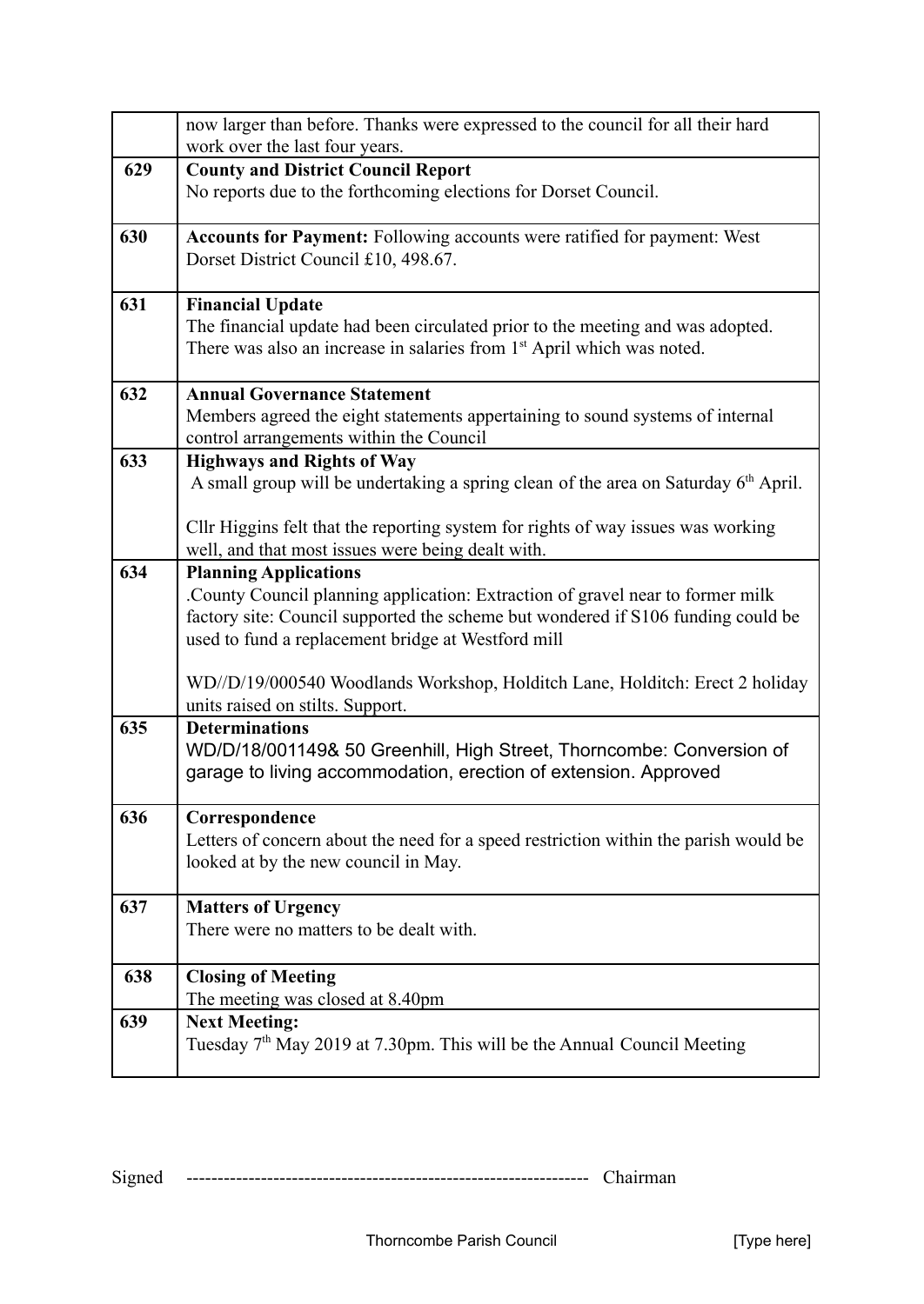| | |
|---|---|
| | now larger than before. Thanks were expressed to the council for all their hard work over the last four years. |
| **629** | **County and District Council Report**<br>No reports due to the forthcoming elections for Dorset Council. |
| **630** | **Accounts for Payment:** Following accounts were ratified for payment: West Dorset District Council £10, 498.67. |
| **631** | **Financial Update**<br>The financial update had been circulated prior to the meeting and was adopted. There was also an increase in salaries from 1st April which was noted. |
| **632** | **Annual Governance Statement**<br>Members agreed the eight statements appertaining to sound systems of internal control arrangements within the Council |
| **633** | **Highways and Rights of Way**<br>A small group will be undertaking a spring clean of the area on Saturday 6th April.<br><br>Cllr Higgins felt that the reporting system for rights of way issues was working well, and that most issues were being dealt with. |
| **634** | **Planning Applications**<br>.County Council planning application: Extraction of gravel near to former milk factory site: Council supported the scheme but wondered if S106 funding could be used to fund a replacement bridge at Westford mill<br><br>WD//D/19/000540 Woodlands Workshop, Holditch Lane, Holditch: Erect 2 holiday units raised on stilts. Support. |
| **635** | **Determinations**<br>WD/D/18/001149& 50 Greenhill, High Street, Thorncombe: Conversion of garage to living accommodation, erection of extension. Approved |
| **636** | **Correspondence**<br>Letters of concern about the need for a speed restriction within the parish would be looked at by the new council in May. |
| **637** | **Matters of Urgency**<br>There were no matters to be dealt with. |
| **638** | **Closing of Meeting**<br>The meeting was closed at 8.40pm |
| **639** | **Next Meeting:**<br>Tuesday 7th May 2019 at 7.30pm. This will be the Annual Council Meeting |

Signed ----------------------------------------------------------------- Chairman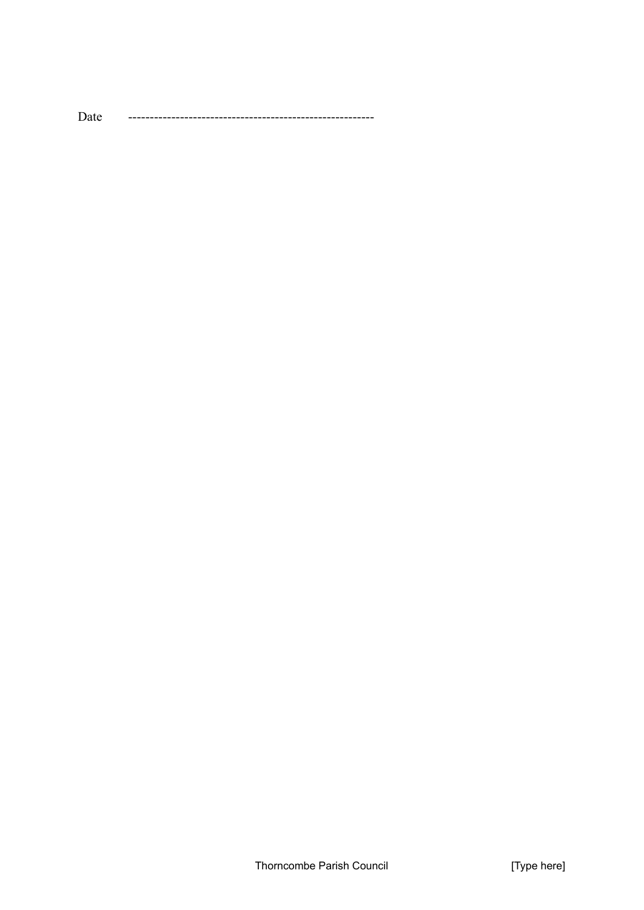Date ---------------------------------------------------------